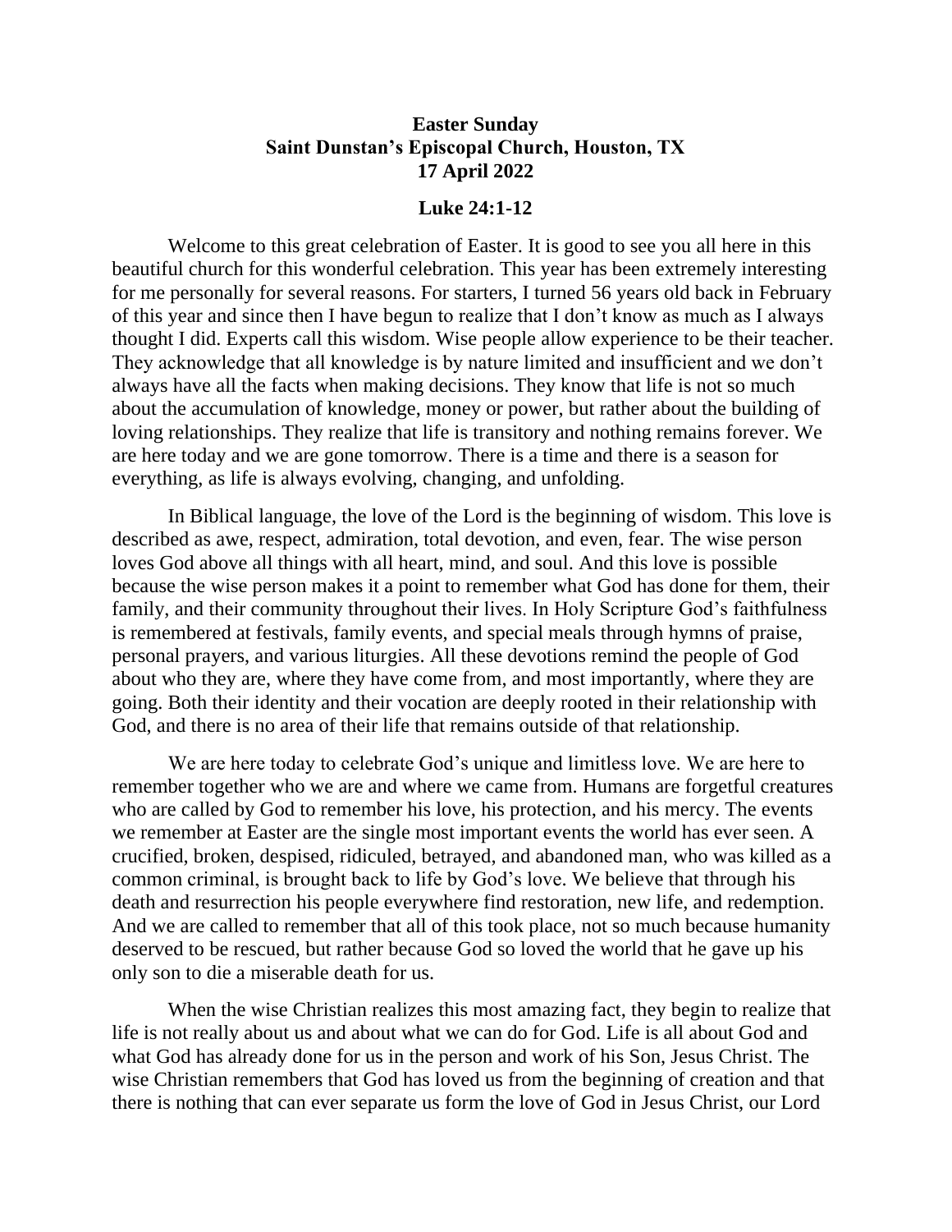**Easter Sunday**
**Saint Dunstan's Episcopal Church, Houston, TX**
**17 April 2022**

**Luke 24:1-12**

Welcome to this great celebration of Easter. It is good to see you all here in this beautiful church for this wonderful celebration. This year has been extremely interesting for me personally for several reasons. For starters, I turned 56 years old back in February of this year and since then I have begun to realize that I don't know as much as I always thought I did. Experts call this wisdom. Wise people allow experience to be their teacher. They acknowledge that all knowledge is by nature limited and insufficient and we don't always have all the facts when making decisions. They know that life is not so much about the accumulation of knowledge, money or power, but rather about the building of loving relationships. They realize that life is transitory and nothing remains forever. We are here today and we are gone tomorrow. There is a time and there is a season for everything, as life is always evolving, changing, and unfolding.

In Biblical language, the love of the Lord is the beginning of wisdom. This love is described as awe, respect, admiration, total devotion, and even, fear. The wise person loves God above all things with all heart, mind, and soul. And this love is possible because the wise person makes it a point to remember what God has done for them, their family, and their community throughout their lives. In Holy Scripture God's faithfulness is remembered at festivals, family events, and special meals through hymns of praise, personal prayers, and various liturgies. All these devotions remind the people of God about who they are, where they have come from, and most importantly, where they are going. Both their identity and their vocation are deeply rooted in their relationship with God, and there is no area of their life that remains outside of that relationship.

We are here today to celebrate God's unique and limitless love. We are here to remember together who we are and where we came from. Humans are forgetful creatures who are called by God to remember his love, his protection, and his mercy. The events we remember at Easter are the single most important events the world has ever seen. A crucified, broken, despised, ridiculed, betrayed, and abandoned man, who was killed as a common criminal, is brought back to life by God's love. We believe that through his death and resurrection his people everywhere find restoration, new life, and redemption. And we are called to remember that all of this took place, not so much because humanity deserved to be rescued, but rather because God so loved the world that he gave up his only son to die a miserable death for us.

When the wise Christian realizes this most amazing fact, they begin to realize that life is not really about us and about what we can do for God. Life is all about God and what God has already done for us in the person and work of his Son, Jesus Christ. The wise Christian remembers that God has loved us from the beginning of creation and that there is nothing that can ever separate us form the love of God in Jesus Christ, our Lord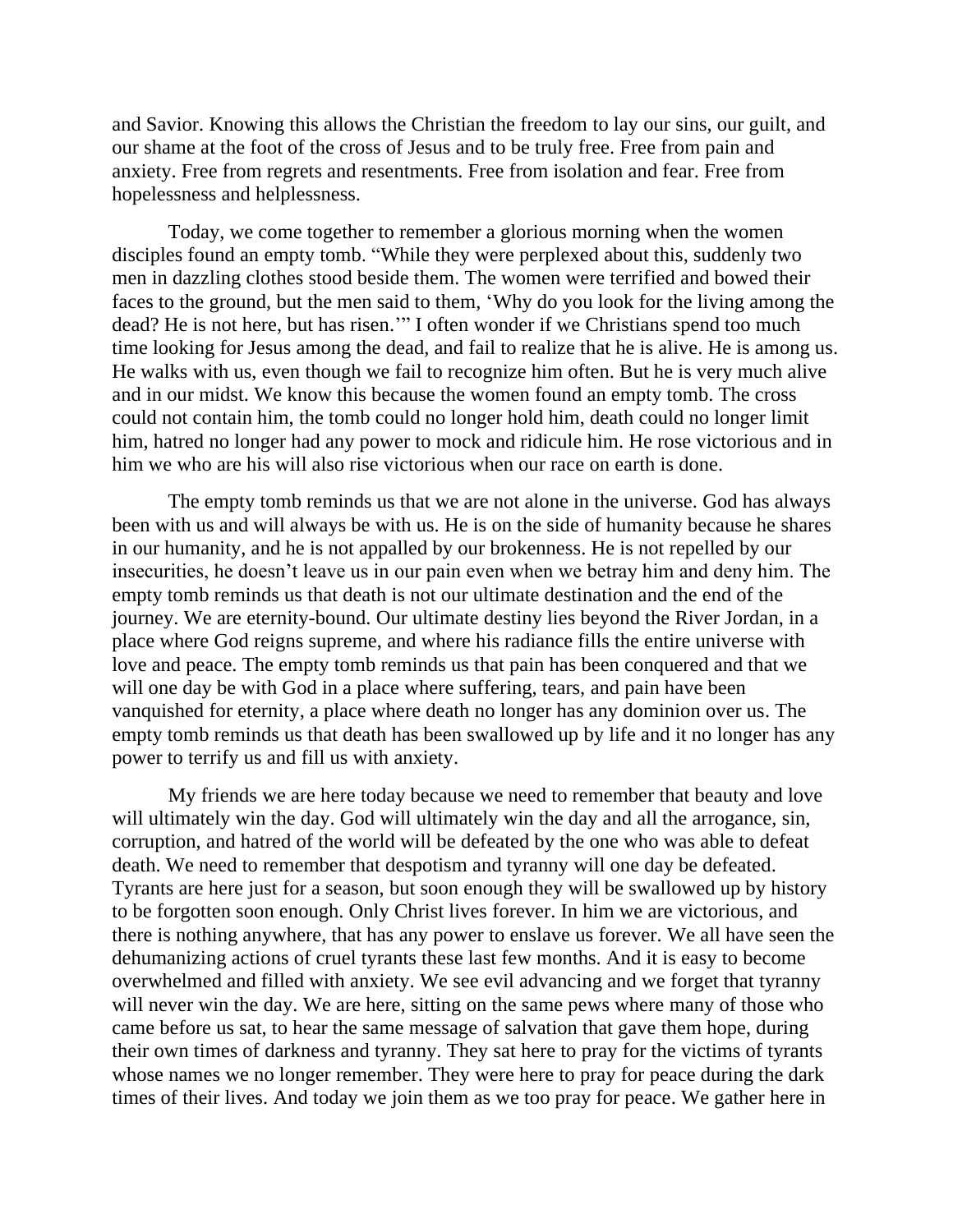and Savior. Knowing this allows the Christian the freedom to lay our sins, our guilt, and our shame at the foot of the cross of Jesus and to be truly free. Free from pain and anxiety. Free from regrets and resentments. Free from isolation and fear. Free from hopelessness and helplessness.

Today, we come together to remember a glorious morning when the women disciples found an empty tomb. "While they were perplexed about this, suddenly two men in dazzling clothes stood beside them. The women were terrified and bowed their faces to the ground, but the men said to them, 'Why do you look for the living among the dead? He is not here, but has risen.'" I often wonder if we Christians spend too much time looking for Jesus among the dead, and fail to realize that he is alive. He is among us. He walks with us, even though we fail to recognize him often. But he is very much alive and in our midst. We know this because the women found an empty tomb. The cross could not contain him, the tomb could no longer hold him, death could no longer limit him, hatred no longer had any power to mock and ridicule him. He rose victorious and in him we who are his will also rise victorious when our race on earth is done.

The empty tomb reminds us that we are not alone in the universe. God has always been with us and will always be with us. He is on the side of humanity because he shares in our humanity, and he is not appalled by our brokenness. He is not repelled by our insecurities, he doesn't leave us in our pain even when we betray him and deny him. The empty tomb reminds us that death is not our ultimate destination and the end of the journey. We are eternity-bound. Our ultimate destiny lies beyond the River Jordan, in a place where God reigns supreme, and where his radiance fills the entire universe with love and peace. The empty tomb reminds us that pain has been conquered and that we will one day be with God in a place where suffering, tears, and pain have been vanquished for eternity, a place where death no longer has any dominion over us. The empty tomb reminds us that death has been swallowed up by life and it no longer has any power to terrify us and fill us with anxiety.

My friends we are here today because we need to remember that beauty and love will ultimately win the day. God will ultimately win the day and all the arrogance, sin, corruption, and hatred of the world will be defeated by the one who was able to defeat death. We need to remember that despotism and tyranny will one day be defeated. Tyrants are here just for a season, but soon enough they will be swallowed up by history to be forgotten soon enough. Only Christ lives forever. In him we are victorious, and there is nothing anywhere, that has any power to enslave us forever. We all have seen the dehumanizing actions of cruel tyrants these last few months. And it is easy to become overwhelmed and filled with anxiety. We see evil advancing and we forget that tyranny will never win the day. We are here, sitting on the same pews where many of those who came before us sat, to hear the same message of salvation that gave them hope, during their own times of darkness and tyranny. They sat here to pray for the victims of tyrants whose names we no longer remember. They were here to pray for peace during the dark times of their lives. And today we join them as we too pray for peace. We gather here in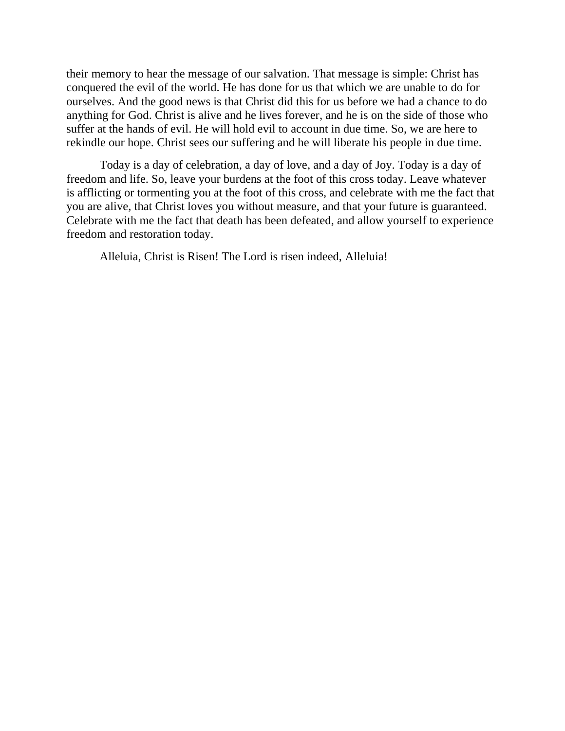their memory to hear the message of our salvation. That message is simple: Christ has conquered the evil of the world. He has done for us that which we are unable to do for ourselves. And the good news is that Christ did this for us before we had a chance to do anything for God. Christ is alive and he lives forever, and he is on the side of those who suffer at the hands of evil. He will hold evil to account in due time. So, we are here to rekindle our hope. Christ sees our suffering and he will liberate his people in due time.

Today is a day of celebration, a day of love, and a day of Joy. Today is a day of freedom and life. So, leave your burdens at the foot of this cross today. Leave whatever is afflicting or tormenting you at the foot of this cross, and celebrate with me the fact that you are alive, that Christ loves you without measure, and that your future is guaranteed. Celebrate with me the fact that death has been defeated, and allow yourself to experience freedom and restoration today.

Alleluia, Christ is Risen! The Lord is risen indeed, Alleluia!